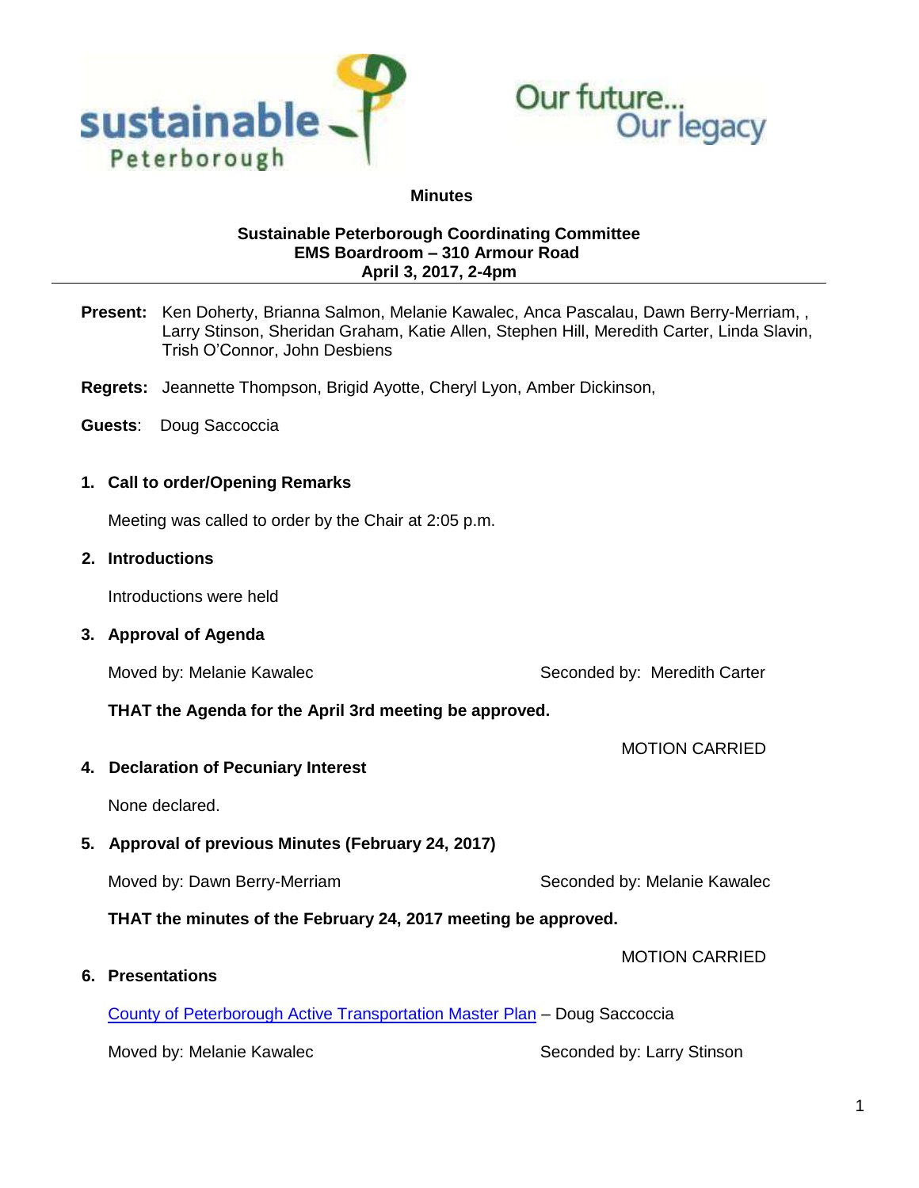sustainable Peterborough

Our future... Our legacy

**Minutes**

**Sustainable Peterborough Coordinating Committee**
**EMS Boardroom – 310 Armour Road**
**April 3, 2017, 2-4pm**

---

**Present:** Ken Doherty, Brianna Salmon, Melanie Kawalec, Anca Pascalau, Dawn Berry-Merriam, , Larry Stinson, Sheridan Graham, Katie Allen, Stephen Hill, Meredith Carter, Linda Slavin, Trish O'Connor, John Desbiens

**Regrets:** Jeannette Thompson, Brigid Ayotte, Cheryl Lyon, Amber Dickinson,

**Guests**: Doug Saccoccia

## 1. Call to order/Opening Remarks

Meeting was called to order by the Chair at 2:05 p.m.

## 2. Introductions

Introductions were held

## 3. Approval of Agenda

Moved by: Melanie Kawalec    Seconded by: Meredith Carter

**THAT the Agenda for the April 3rd meeting be approved.**

MOTION CARRIED

## 4. Declaration of Pecuniary Interest

None declared.

## 5. Approval of previous Minutes (February 24, 2017)

Moved by: Dawn Berry-Merriam    Seconded by: Melanie Kawalec

**THAT the minutes of the February 24, 2017 meeting be approved.**

MOTION CARRIED

## 6. Presentations

County of Peterborough Active Transportation Master Plan – Doug Saccoccia

Moved by: Melanie Kawalec    Seconded by: Larry Stinson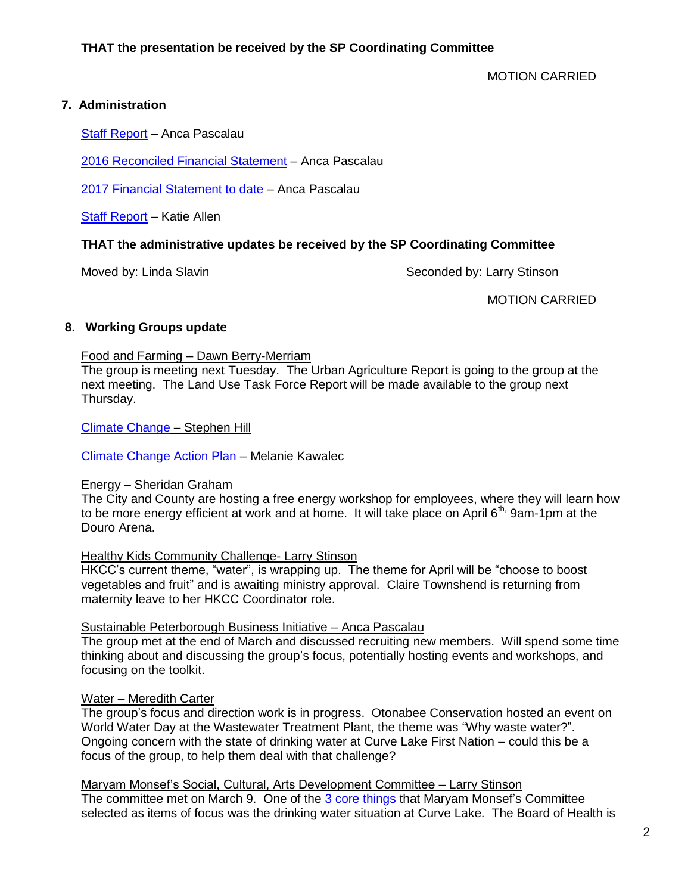**THAT the presentation be received by the SP Coordinating Committee**

MOTION CARRIED

## 7. Administration

Staff Report – Anca Pascalau

2016 Reconciled Financial Statement – Anca Pascalau

2017 Financial Statement to date – Anca Pascalau

Staff Report – Katie Allen

**THAT the administrative updates be received by the SP Coordinating Committee**

Moved by: Linda Slavin    Seconded by: Larry Stinson

MOTION CARRIED

## 8. Working Groups update

Food and Farming – Dawn Berry-Merriam
The group is meeting next Tuesday. The Urban Agriculture Report is going to the group at the next meeting. The Land Use Task Force Report will be made available to the group next Thursday.

Climate Change – Stephen Hill

Climate Change Action Plan – Melanie Kawalec

Energy – Sheridan Graham
The City and County are hosting a free energy workshop for employees, where they will learn how to be more energy efficient at work and at home. It will take place on April 6th, 9am-1pm at the Douro Arena.

Healthy Kids Community Challenge- Larry Stinson
HKCC's current theme, "water", is wrapping up. The theme for April will be "choose to boost vegetables and fruit" and is awaiting ministry approval. Claire Townshend is returning from maternity leave to her HKCC Coordinator role.

Sustainable Peterborough Business Initiative – Anca Pascalau
The group met at the end of March and discussed recruiting new members. Will spend some time thinking about and discussing the group's focus, potentially hosting events and workshops, and focusing on the toolkit.

Water – Meredith Carter
The group's focus and direction work is in progress. Otonabee Conservation hosted an event on World Water Day at the Wastewater Treatment Plant, the theme was "Why waste water?". Ongoing concern with the state of drinking water at Curve Lake First Nation – could this be a focus of the group, to help them deal with that challenge?

Maryam Monsef's Social, Cultural, Arts Development Committee – Larry Stinson
The committee met on March 9. One of the 3 core things that Maryam Monsef's Committee selected as items of focus was the drinking water situation at Curve Lake. The Board of Health is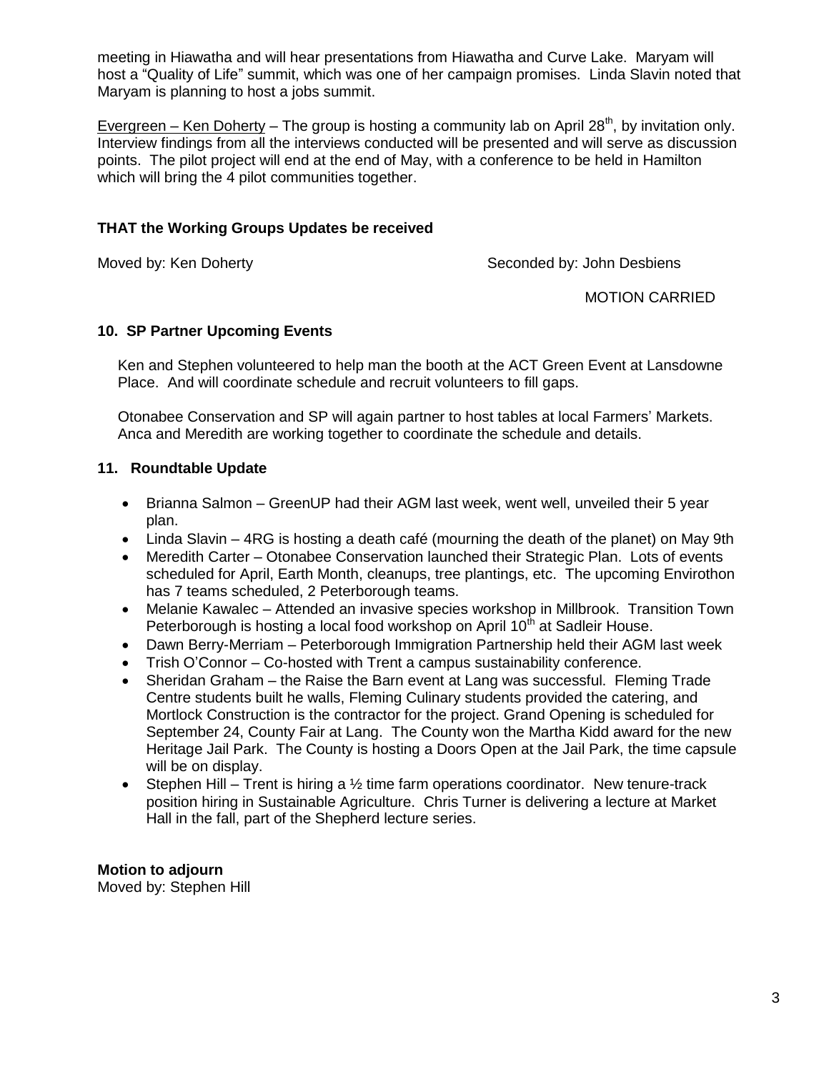meeting in Hiawatha and will hear presentations from Hiawatha and Curve Lake. Maryam will host a "Quality of Life" summit, which was one of her campaign promises. Linda Slavin noted that Maryam is planning to host a jobs summit.

Evergreen – Ken Doherty – The group is hosting a community lab on April 28th, by invitation only. Interview findings from all the interviews conducted will be presented and will serve as discussion points. The pilot project will end at the end of May, with a conference to be held in Hamilton which will bring the 4 pilot communities together.

**THAT the Working Groups Updates be received**

Moved by: Ken Doherty Seconded by: John Desbiens

MOTION CARRIED

## 10. SP Partner Upcoming Events

Ken and Stephen volunteered to help man the booth at the ACT Green Event at Lansdowne Place. And will coordinate schedule and recruit volunteers to fill gaps.

Otonabee Conservation and SP will again partner to host tables at local Farmers' Markets. Anca and Meredith are working together to coordinate the schedule and details.

## 11. Roundtable Update

- Brianna Salmon – GreenUP had their AGM last week, went well, unveiled their 5 year plan.
- Linda Slavin – 4RG is hosting a death café (mourning the death of the planet) on May 9th
- Meredith Carter – Otonabee Conservation launched their Strategic Plan. Lots of events scheduled for April, Earth Month, cleanups, tree plantings, etc. The upcoming Envirothon has 7 teams scheduled, 2 Peterborough teams.
- Melanie Kawalec – Attended an invasive species workshop in Millbrook. Transition Town Peterborough is hosting a local food workshop on April 10th at Sadleir House.
- Dawn Berry-Merriam – Peterborough Immigration Partnership held their AGM last week
- Trish O'Connor – Co-hosted with Trent a campus sustainability conference.
- Sheridan Graham – the Raise the Barn event at Lang was successful. Fleming Trade Centre students built he walls, Fleming Culinary students provided the catering, and Mortlock Construction is the contractor for the project. Grand Opening is scheduled for September 24, County Fair at Lang. The County won the Martha Kidd award for the new Heritage Jail Park. The County is hosting a Doors Open at the Jail Park, the time capsule will be on display.
- Stephen Hill – Trent is hiring a ½ time farm operations coordinator. New tenure-track position hiring in Sustainable Agriculture. Chris Turner is delivering a lecture at Market Hall in the fall, part of the Shepherd lecture series.

**Motion to adjourn**
Moved by: Stephen Hill